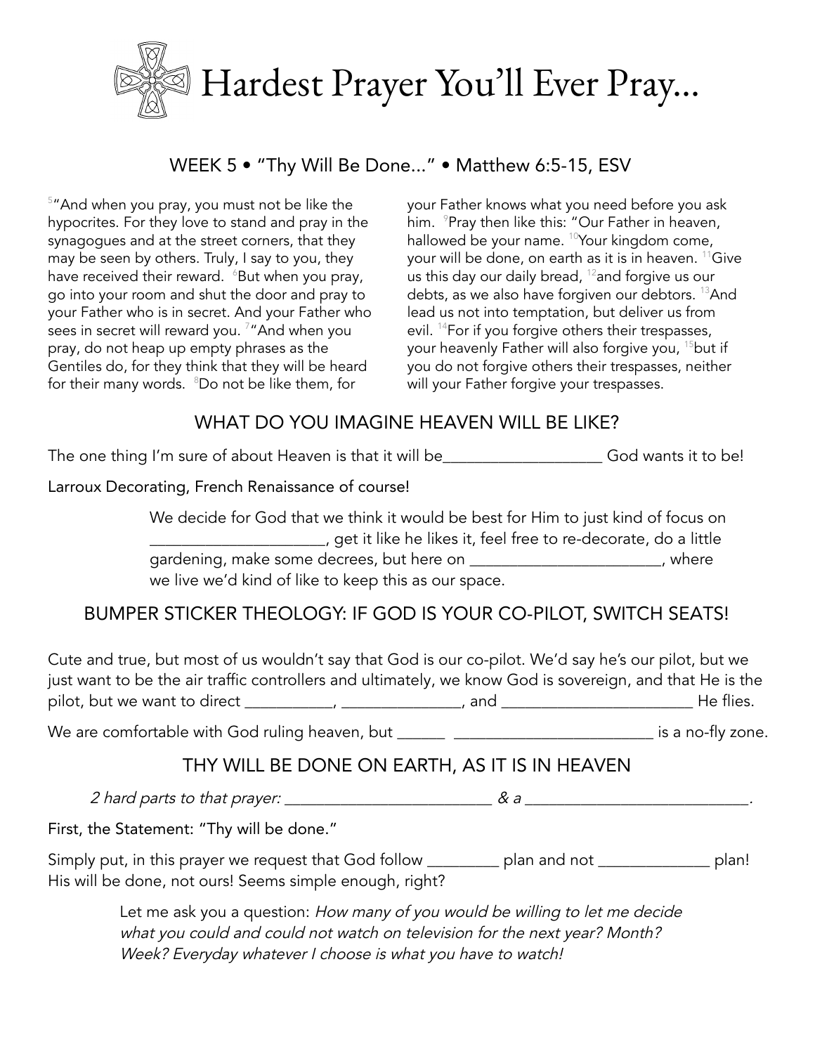# Hardest Prayer You'll Ever Pray...

## WEEK 5 • "Thy Will Be Done..." • Matthew 6:5-15, ESV

[5]"And when you pray, you must not be like the hypocrites. For they love to stand and pray in the synagogues and at the street corners, that they may be seen by others. Truly, I say to you, they have received their reward. [6]But when you pray, go into your room and shut the door and pray to your Father who is in secret. And your Father who sees in secret will reward you. [7]"And when you pray, do not heap up empty phrases as the Gentiles do, for they think that they will be heard for their many words. [8]Do not be like them, for your Father knows what you need before you ask him. [9]Pray then like this: "Our Father in heaven, hallowed be your name. [10]Your kingdom come, your will be done, on earth as it is in heaven. [11]Give us this day our daily bread, [12]and forgive us our debts, as we also have forgiven our debtors. [13]And lead us not into temptation, but deliver us from evil. [14]For if you forgive others their trespasses, your heavenly Father will also forgive you, [15]but if you do not forgive others their trespasses, neither will your Father forgive your trespasses.

## WHAT DO YOU IMAGINE HEAVEN WILL BE LIKE?

The one thing I'm sure of about Heaven is that it will be____________________ God wants it to be!

Larroux Decorating, French Renaissance of course!

> We decide for God that we think it would be best for Him to just kind of focus on ______________________, get it like he likes it, feel free to re-decorate, do a little gardening, make some decrees, but here on ________________________, where we live we'd kind of like to keep this as our space.

## BUMPER STICKER THEOLOGY: IF GOD IS YOUR CO-PILOT, SWITCH SEATS!

Cute and true, but most of us wouldn't say that God is our co-pilot. We'd say he's our pilot, but we just want to be the air traffic controllers and ultimately, we know God is sovereign, and that He is the pilot, but we want to direct ___________, _______________, and ________________________ He flies.

We are comfortable with God ruling heaven, but ______ _________________________ is a no-fly zone.

## THY WILL BE DONE ON EARTH, AS IT IS IN HEAVEN

*2 hard parts to that prayer: _________________________ & a ___________________________.*

First, the Statement: "Thy will be done."

Simply put, in this prayer we request that God follow _________ plan and not ______________ plan! His will be done, not ours! Seems simple enough, right?

> Let me ask you a question: *How many of you would be willing to let me decide what you could and could not watch on television for the next year? Month? Week? Everyday whatever I choose is what you have to watch!*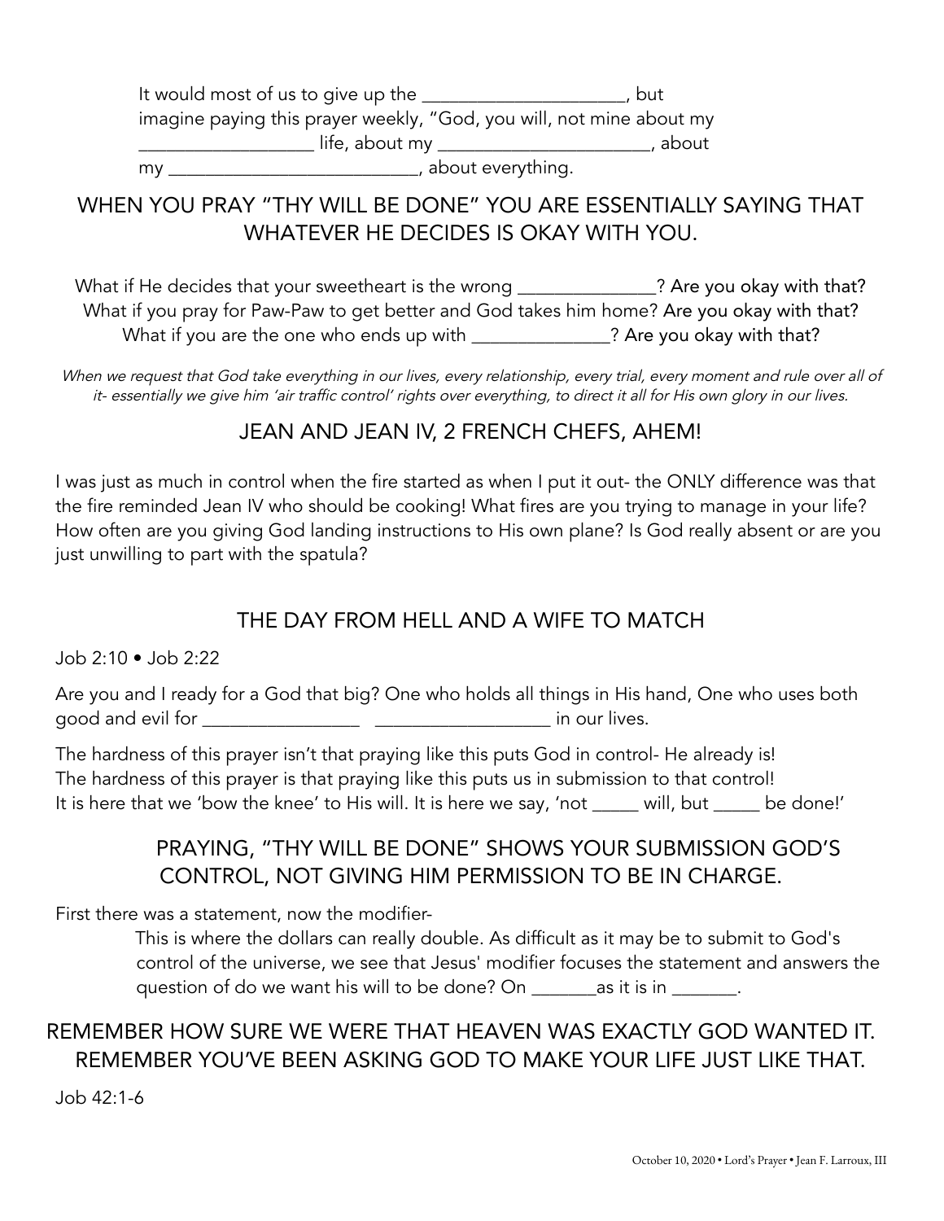It would most of us to give up the ______________________, but imagine paying this prayer weekly, "God, you will, not mine about my ___________________ life, about my _______________________, about my ___________________________, about everything.

## WHEN YOU PRAY "THY WILL BE DONE" YOU ARE ESSENTIALLY SAYING THAT WHATEVER HE DECIDES IS OKAY WITH YOU.

What if He decides that your sweetheart is the wrong _______________? **Are you okay with that?**
What if you pray for Paw-Paw to get better and God takes him home? **Are you okay with that?**
What if you are the one who ends up with _______________? **Are you okay with that?**

*When we request that God take everything in our lives, every relationship, every trial, every moment and rule over all of it- essentially we give him 'air traffic control' rights over everything, to direct it all for His own glory in our lives.*

## JEAN AND JEAN IV, 2 FRENCH CHEFS, AHEM!

I was just as much in control when the fire started as when I put it out- the ONLY difference was that the fire reminded Jean IV who should be cooking! What fires are you trying to manage in your life? How often are you giving God landing instructions to His own plane? Is God really absent or are you just unwilling to part with the spatula?

## THE DAY FROM HELL AND A WIFE TO MATCH

Job 2:10 • Job 2:22

Are you and I ready for a God that big? One who holds all things in His hand, One who uses both good and evil for _________________ ___________________ in our lives.

The hardness of this prayer isn't that praying like this puts God in control- He already is!
The hardness of this prayer is that praying like this puts us in submission to that control!
It is here that we 'bow the knee' to His will. It is here we say, 'not _____ will, but _____ be done!'

## PRAYING, "THY WILL BE DONE" SHOWS YOUR SUBMISSION GOD'S CONTROL, NOT GIVING HIM PERMISSION TO BE IN CHARGE.

First there was a statement, now the modifier-

This is where the dollars can really double. As difficult as it may be to submit to God's control of the universe, we see that Jesus' modifier focuses the statement and answers the question of do we want his will to be done? On _______as it is in _______.

## REMEMBER HOW SURE WE WERE THAT HEAVEN WAS EXACTLY GOD WANTED IT. REMEMBER YOU'VE BEEN ASKING GOD TO MAKE YOUR LIFE JUST LIKE THAT.

Job 42:1-6

October 10, 2020 • Lord's Prayer • Jean F. Larroux, III